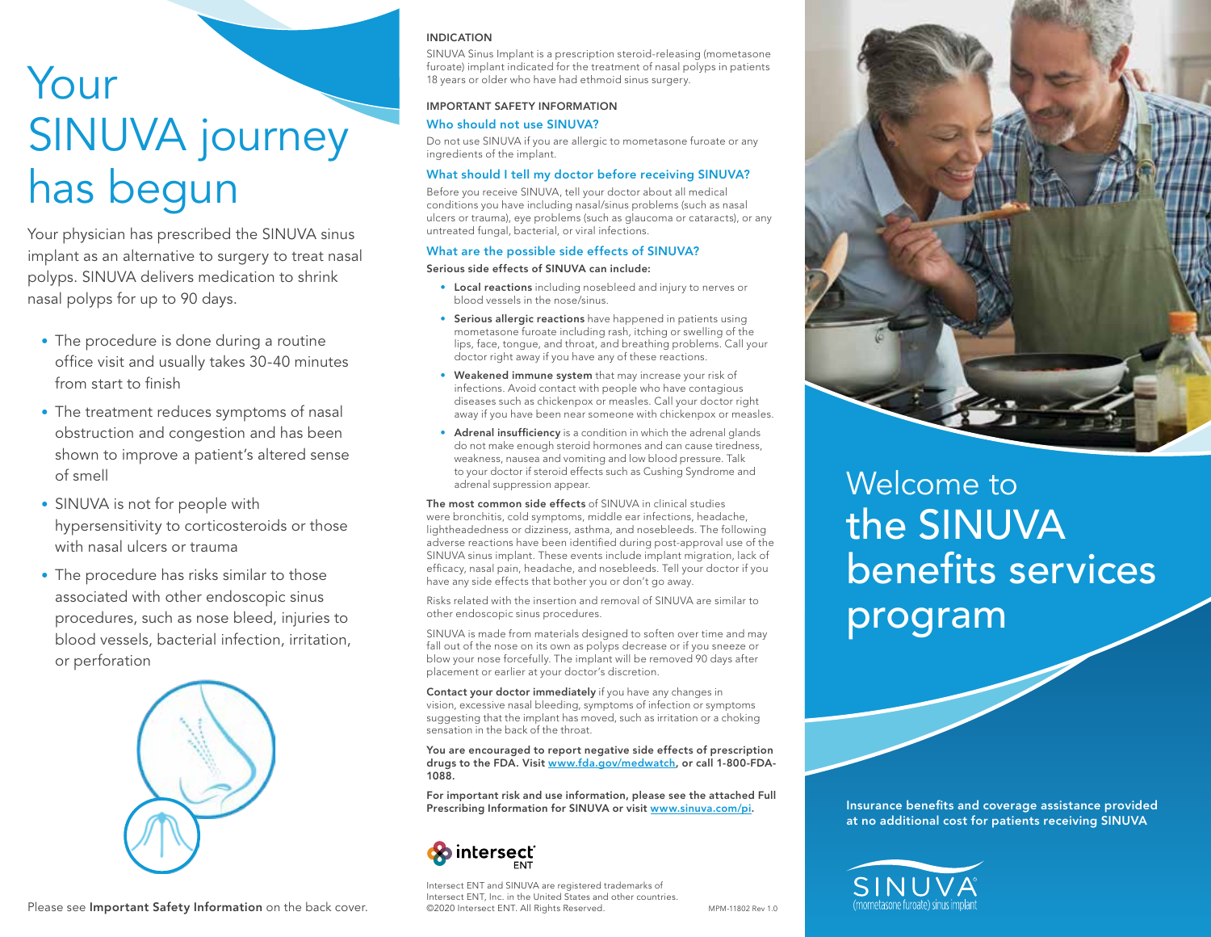# Your SINUVA journey has begun

Your physician has prescribed the SINUVA sinus implant as an alternative to surgery to treat nasal polyps. SINUVA delivers medication to shrink nasal polyps for up to 90 days.

- The procedure is done during a routine office visit and usually takes 30-40 minutes from start to finish
- The treatment reduces symptoms of nasal obstruction and congestion and has been shown to improve a patient's altered sense of smell
- SINUVA is not for people with hypersensitivity to corticosteroids or those with nasal ulcers or trauma
- The procedure has risks similar to those associated with other endoscopic sinus procedures, such as nose bleed, injuries to blood vessels, bacterial infection, irritation, or perforation

Please see **Important Safety Information** on the back cover.

## INDICATION

SINUVA Sinus Implant is a prescription steroid-releasing (mometasone furoate) implant indicated for the treatment of nasal polyps in patients 18 years or older who have had ethmoid sinus surgery.

## IMPORTANT SAFETY INFORMATION

### Who should not use SINUVA?

Do not use SINUVA if you are allergic to mometasone furoate or any ingredients of the implant.

### What should I tell my doctor before receiving SINUVA?

Before you receive SINUVA, tell your doctor about all medical conditions you have including nasal/sinus problems (such as nasal ulcers or trauma), eye problems (such as glaucoma or cataracts), or any untreated fungal, bacterial, or viral infections.

### What are the possible side effects of SINUVA?

**Serious side effects of SINUVA can include:**

- **Local reactions** including nosebleed and injury to nerves or blood vessels in the nose/sinus.
- **Serious allergic reactions** have happened in patients using mometasone furoate including rash, itching or swelling of the lips, face, tongue, and throat, and breathing problems. Call your doctor right away if you have any of these reactions.
- **Weakened immune system** that may increase your risk of infections. Avoid contact with people who have contagious diseases such as chickenpox or measles. Call your doctor right away if you have been near someone with chickenpox or measles.
- **Adrenal insufficiency** is a condition in which the adrenal glands do not make enough steroid hormones and can cause tiredness, weakness, nausea and vomiting and low blood pressure. Talk to your doctor if steroid effects such as Cushing Syndrome and adrenal suppression appear.

**The most common side effects** of SINUVA in clinical studies were bronchitis, cold symptoms, middle ear infections, headache, lightheadedness or dizziness, asthma, and nosebleeds. The following adverse reactions have been identified during post-approval use of the SINUVA sinus implant. These events include implant migration, lack of efficacy, nasal pain, headache, and nosebleeds. Tell your doctor if you have any side effects that bother you or don't go away.

Risks related with the insertion and removal of SINUVA are similar to other endoscopic sinus procedures.

SINUVA is made from materials designed to soften over time and may fall out of the nose on its own as polyps decrease or if you sneeze or blow your nose forcefully. The implant will be removed 90 days after placement or earlier at your doctor's discretion.

**Contact your doctor immediately** if you have any changes in vision, excessive nasal bleeding, symptoms of infection or symptoms suggesting that the implant has moved, such as irritation or a choking sensation in the back of the throat.

**You are encouraged to report negative side effects of prescription drugs to the FDA. Visit www.fda.gov/medwatch, or call 1-800-FDA-1088.**

**For important risk and use information, please see the attached Full Prescribing Information for SINUVA or visit www.sinuva.com/pi.**

intersect ENT

Intersect ENT and SINUVA are registered trademarks of Intersect ENT, Inc. in the United States and other countries. ©2020 Intersect ENT. All Rights Reserved.

MPM-11802 Rev 1.0

# Welcome to the SINUVA benefits services program

**Insurance benefits and coverage assistance provided at no additional cost for patients receiving SINUVA**

SINUVA® (mometasone furoate) sinus implant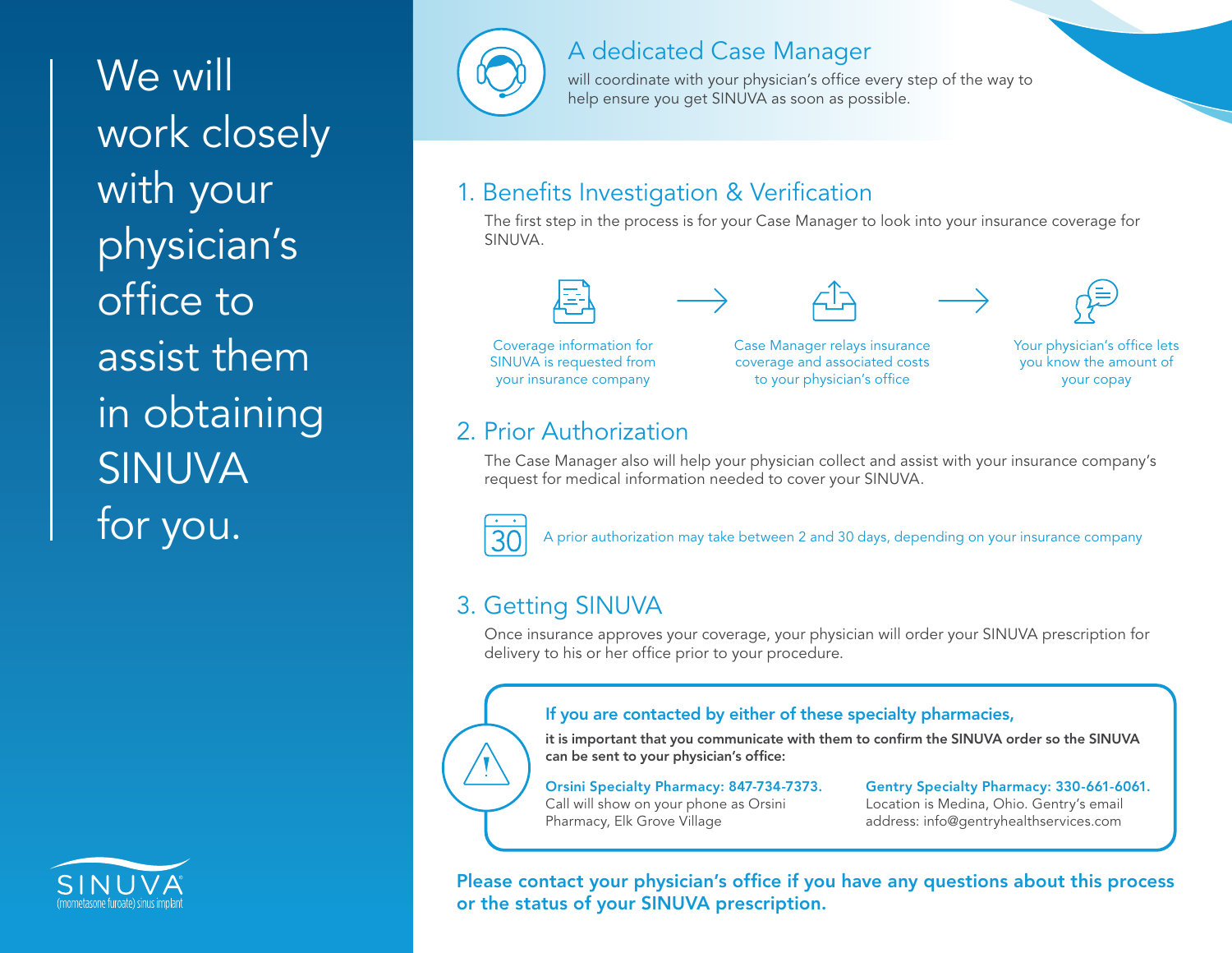# We will work closely with your physician's office to assist them in obtaining SINUVA for you.

## A dedicated Case Manager

will coordinate with your physician's office every step of the way to help ensure you get SINUVA as soon as possible.

## 1. Benefits Investigation & Verification

The first step in the process is for your Case Manager to look into your insurance coverage for SINUVA.

Coverage information for SINUVA is requested from your insurance company → Case Manager relays insurance coverage and associated costs to your physician's office → Your physician's office lets you know the amount of your copay

## 2. Prior Authorization

The Case Manager also will help your physician collect and assist with your insurance company's request for medical information needed to cover your SINUVA.

30

A prior authorization may take between 2 and 30 days, depending on your insurance company

## 3. Getting SINUVA

Once insurance approves your coverage, your physician will order your SINUVA prescription for delivery to his or her office prior to your procedure.

**If you are contacted by either of these specialty pharmacies,**

**it is important that you communicate with them to confirm the SINUVA order so the SINUVA can be sent to your physician's office:**

**Orsini Specialty Pharmacy: 847-734-7373.** Call will show on your phone as Orsini Pharmacy, Elk Grove Village

**Gentry Specialty Pharmacy: 330-661-6061.** Location is Medina, Ohio. Gentry's email address: info@gentryhealthservices.com

**Please contact your physician's office if you have any questions about this process or the status of your SINUVA prescription.**

SINUVA®
(mometasone furoate) sinus implant